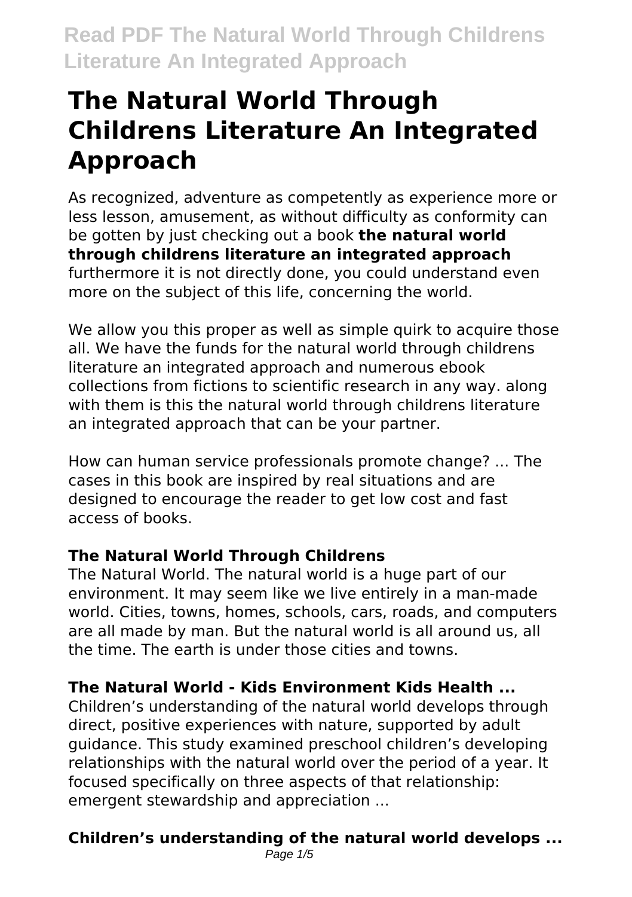# The Natural World Through Childrens Literature An Integrated Approach

As recognized, adventure as competently as experience more or less lesson, amusement, as without difficulty as conformity can be gotten by just checking out a book **the natural world through childrens literature an integrated approach** furthermore it is not directly done, you could understand even more on the subject of this life, concerning the world.

We allow you this proper as well as simple quirk to acquire those all. We have the funds for the natural world through childrens literature an integrated approach and numerous ebook collections from fictions to scientific research in any way. along with them is this the natural world through childrens literature an integrated approach that can be your partner.

How can human service professionals promote change? ... The cases in this book are inspired by real situations and are designed to encourage the reader to get low cost and fast access of books.

### The Natural World Through Childrens

The Natural World. The natural world is a huge part of our environment. It may seem like we live entirely in a man-made world. Cities, towns, homes, schools, cars, roads, and computers are all made by man. But the natural world is all around us, all the time. The earth is under those cities and towns.

### The Natural World - Kids Environment Kids Health ...

Children's understanding of the natural world develops through direct, positive experiences with nature, supported by adult guidance. This study examined preschool children's developing relationships with the natural world over the period of a year. It focused specifically on three aspects of that relationship: emergent stewardship and appreciation ...

### Children's understanding of the natural world develops ...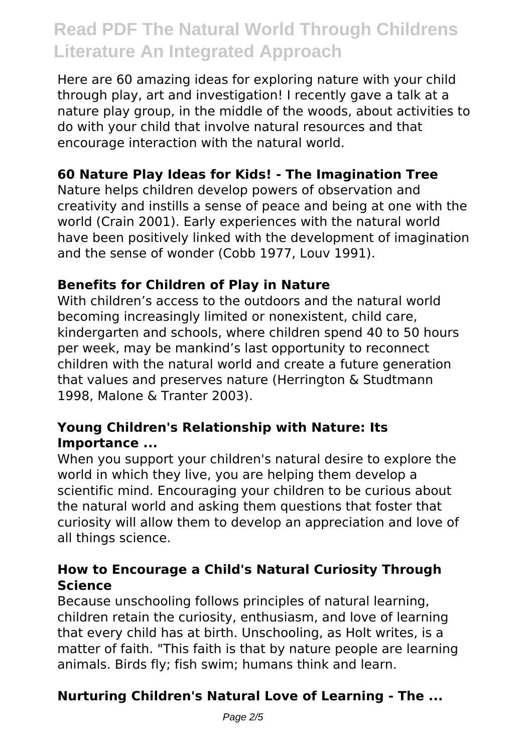Here are 60 amazing ideas for exploring nature with your child through play, art and investigation! I recently gave a talk at a nature play group, in the middle of the woods, about activities to do with your child that involve natural resources and that encourage interaction with the natural world.

### 60 Nature Play Ideas for Kids! - The Imagination Tree

Nature helps children develop powers of observation and creativity and instills a sense of peace and being at one with the world (Crain 2001). Early experiences with the natural world have been positively linked with the development of imagination and the sense of wonder (Cobb 1977, Louv 1991).

### Benefits for Children of Play in Nature

With children's access to the outdoors and the natural world becoming increasingly limited or nonexistent, child care, kindergarten and schools, where children spend 40 to 50 hours per week, may be mankind's last opportunity to reconnect children with the natural world and create a future generation that values and preserves nature (Herrington & Studtmann 1998, Malone & Tranter 2003).

### Young Children's Relationship with Nature: Its Importance ...

When you support your children's natural desire to explore the world in which they live, you are helping them develop a scientific mind. Encouraging your children to be curious about the natural world and asking them questions that foster that curiosity will allow them to develop an appreciation and love of all things science.

### How to Encourage a Child's Natural Curiosity Through Science

Because unschooling follows principles of natural learning, children retain the curiosity, enthusiasm, and love of learning that every child has at birth. Unschooling, as Holt writes, is a matter of faith. "This faith is that by nature people are learning animals. Birds fly; fish swim; humans think and learn.

### Nurturing Children's Natural Love of Learning - The ...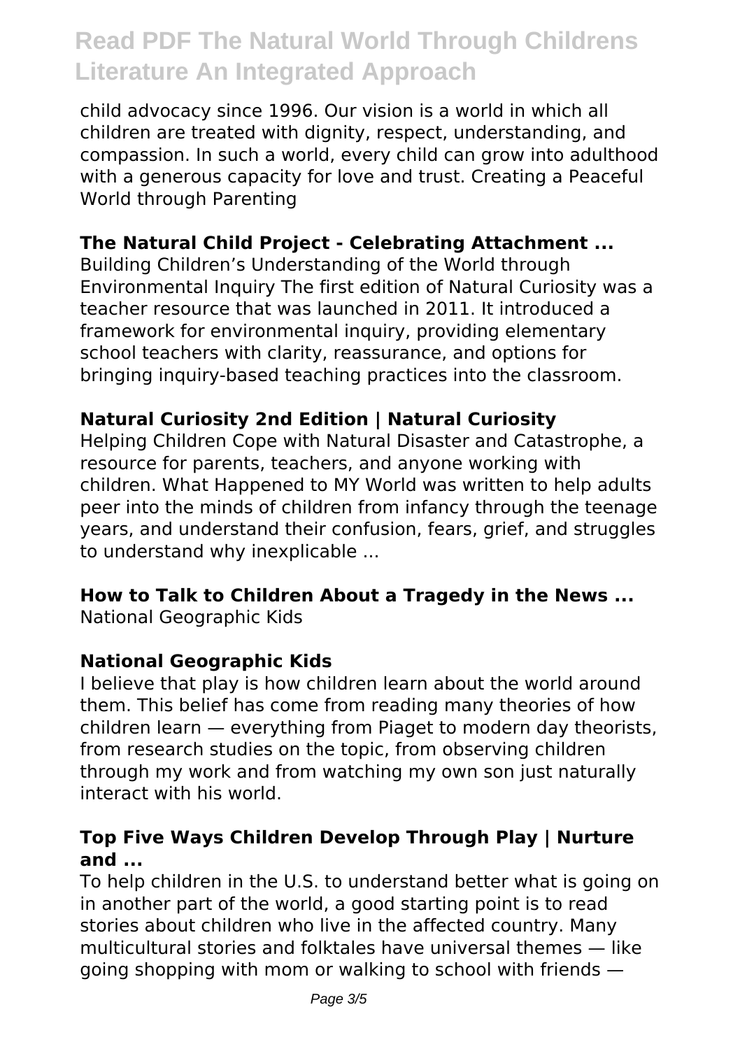child advocacy since 1996. Our vision is a world in which all children are treated with dignity, respect, understanding, and compassion. In such a world, every child can grow into adulthood with a generous capacity for love and trust. Creating a Peaceful World through Parenting

### The Natural Child Project - Celebrating Attachment ...

Building Children's Understanding of the World through Environmental Inquiry The first edition of Natural Curiosity was a teacher resource that was launched in 2011. It introduced a framework for environmental inquiry, providing elementary school teachers with clarity, reassurance, and options for bringing inquiry-based teaching practices into the classroom.

### Natural Curiosity 2nd Edition | Natural Curiosity

Helping Children Cope with Natural Disaster and Catastrophe, a resource for parents, teachers, and anyone working with children. What Happened to MY World was written to help adults peer into the minds of children from infancy through the teenage years, and understand their confusion, fears, grief, and struggles to understand why inexplicable ...

### How to Talk to Children About a Tragedy in the News ...

National Geographic Kids

### National Geographic Kids

I believe that play is how children learn about the world around them. This belief has come from reading many theories of how children learn — everything from Piaget to modern day theorists, from research studies on the topic, from observing children through my work and from watching my own son just naturally interact with his world.

### Top Five Ways Children Develop Through Play | Nurture and ...

To help children in the U.S. to understand better what is going on in another part of the world, a good starting point is to read stories about children who live in the affected country. Many multicultural stories and folktales have universal themes — like going shopping with mom or walking to school with friends —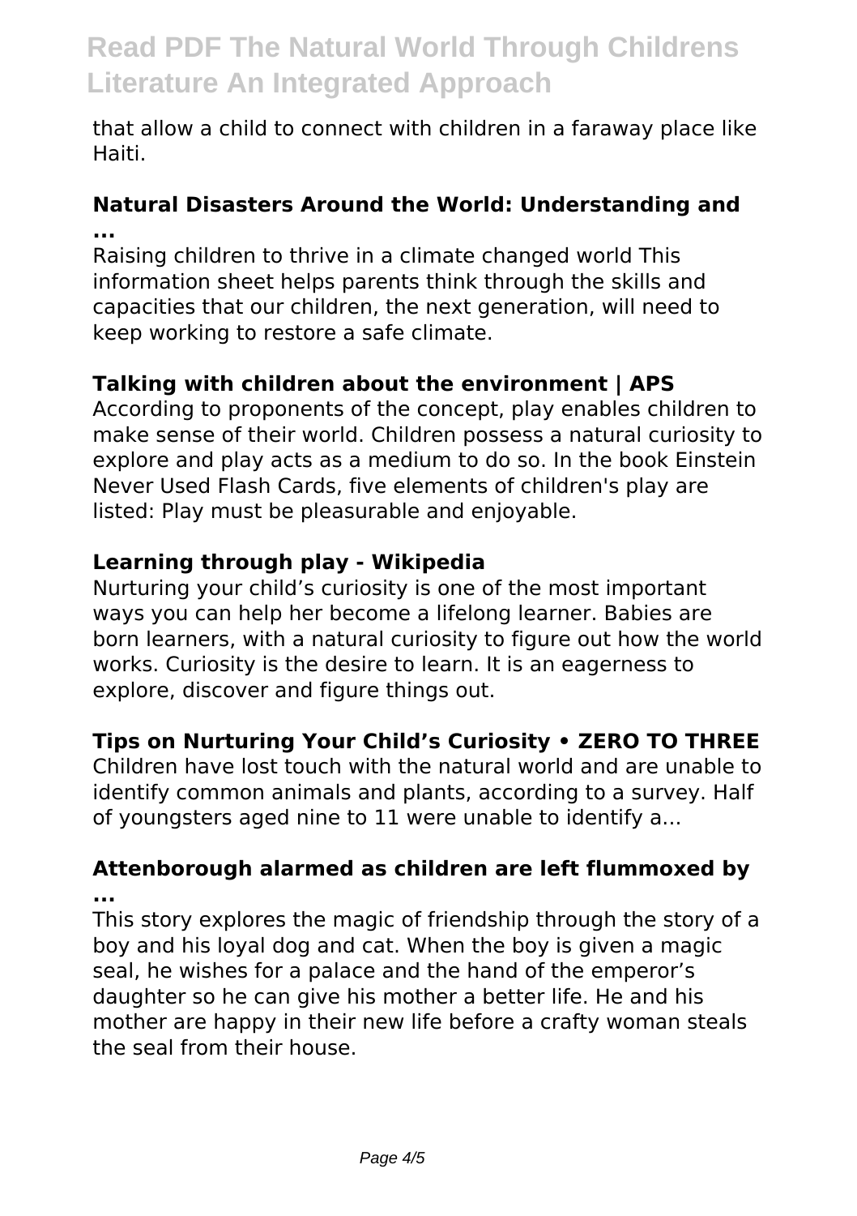that allow a child to connect with children in a faraway place like Haiti.

**Natural Disasters Around the World: Understanding and ...**

Raising children to thrive in a climate changed world This information sheet helps parents think through the skills and capacities that our children, the next generation, will need to keep working to restore a safe climate.

**Talking with children about the environment | APS**

According to proponents of the concept, play enables children to make sense of their world. Children possess a natural curiosity to explore and play acts as a medium to do so. In the book Einstein Never Used Flash Cards, five elements of children's play are listed: Play must be pleasurable and enjoyable.

**Learning through play - Wikipedia**

Nurturing your child's curiosity is one of the most important ways you can help her become a lifelong learner. Babies are born learners, with a natural curiosity to figure out how the world works. Curiosity is the desire to learn. It is an eagerness to explore, discover and figure things out.

**Tips on Nurturing Your Child's Curiosity • ZERO TO THREE**

Children have lost touch with the natural world and are unable to identify common animals and plants, according to a survey. Half of youngsters aged nine to 11 were unable to identify a...

**Attenborough alarmed as children are left flummoxed by ...**

This story explores the magic of friendship through the story of a boy and his loyal dog and cat. When the boy is given a magic seal, he wishes for a palace and the hand of the emperor's daughter so he can give his mother a better life. He and his mother are happy in their new life before a crafty woman steals the seal from their house.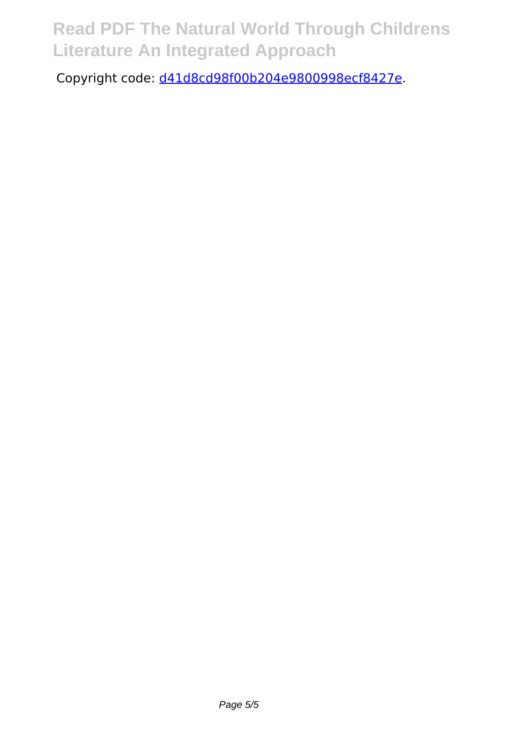Copyright code: [d41d8cd98f00b204e9800998ecf8427e](d41d8cd98f00b204e9800998ecf8427e).